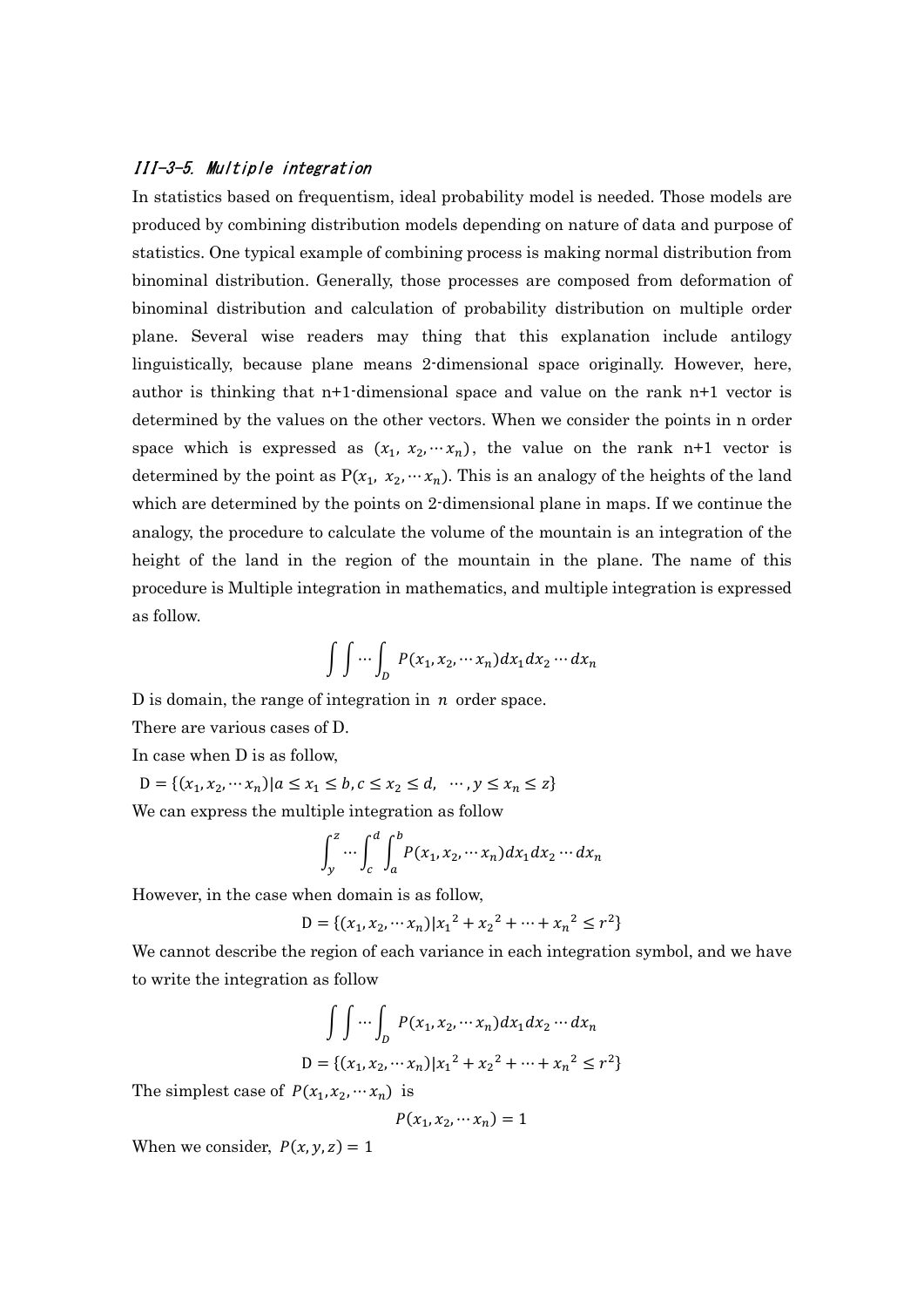### *III-3-5. Multiple integration*

In statistics based on frequentism, ideal probability model is needed. Those models are produced by combining distribution models depending on nature of data and purpose of statistics. One typical example of combining process is making normal distribution from binominal distribution. Generally, those processes are composed from deformation of binominal distribution and calculation of probability distribution on multiple order plane. Several wise readers may thing that this explanation include antilogy linguistically, because plane means 2-dimensional space originally. However, here, author is thinking that n+1-dimensional space and value on the rank n+1 vector is determined by the values on the other vectors. When we consider the points in n order space which is expressed as $(x_1,\ x_2, \cdots x_n)$, the value on the rank n+1 vector is determined by the point as $\mathrm{P}(x_1,\ x_2, \cdots x_n)$. This is an analogy of the heights of the land which are determined by the points on 2-dimensional plane in maps. If we continue the analogy, the procedure to calculate the volume of the mountain is an integration of the height of the land in the region of the mountain in the plane. The name of this procedure is Multiple integration in mathematics, and multiple integration is expressed as follow.

$$\int\int\cdots\int_D P(x_1, x_2, \cdots x_n)dx_1dx_2\cdots dx_n$$

D is domain, the range of integration in $n$ order space.

There are various cases of D.

In case when D is as follow,

$\mathrm{D} = \{(x_1, x_2, \cdots x_n) | a \le x_1 \le b, c \le x_2 \le d,\ \ \cdots, y \le x_n \le z\}$

We can express the multiple integration as follow

$$\int_y^z \cdots \int_c^d \int_a^b P(x_1, x_2, \cdots x_n)dx_1dx_2\cdots dx_n$$

However, in the case when domain is as follow,

$$\mathrm{D} = \{(x_1, x_2, \cdots x_n) | {x_1}^2 + {x_2}^2 + \cdots + {x_n}^2 \le r^2\}$$

We cannot describe the region of each variance in each integration symbol, and we have to write the integration as follow

$$\int\int\cdots\int_D P(x_1, x_2, \cdots x_n)dx_1dx_2\cdots dx_n$$

$$\mathrm{D} = \{(x_1, x_2, \cdots x_n) | {x_1}^2 + {x_2}^2 + \cdots + {x_n}^2 \le r^2\}$$

The simplest case of $P(x_1, x_2, \cdots x_n)$ is

$$P(x_1, x_2, \cdots x_n) = 1$$

When we consider, $P(x, y, z) = 1$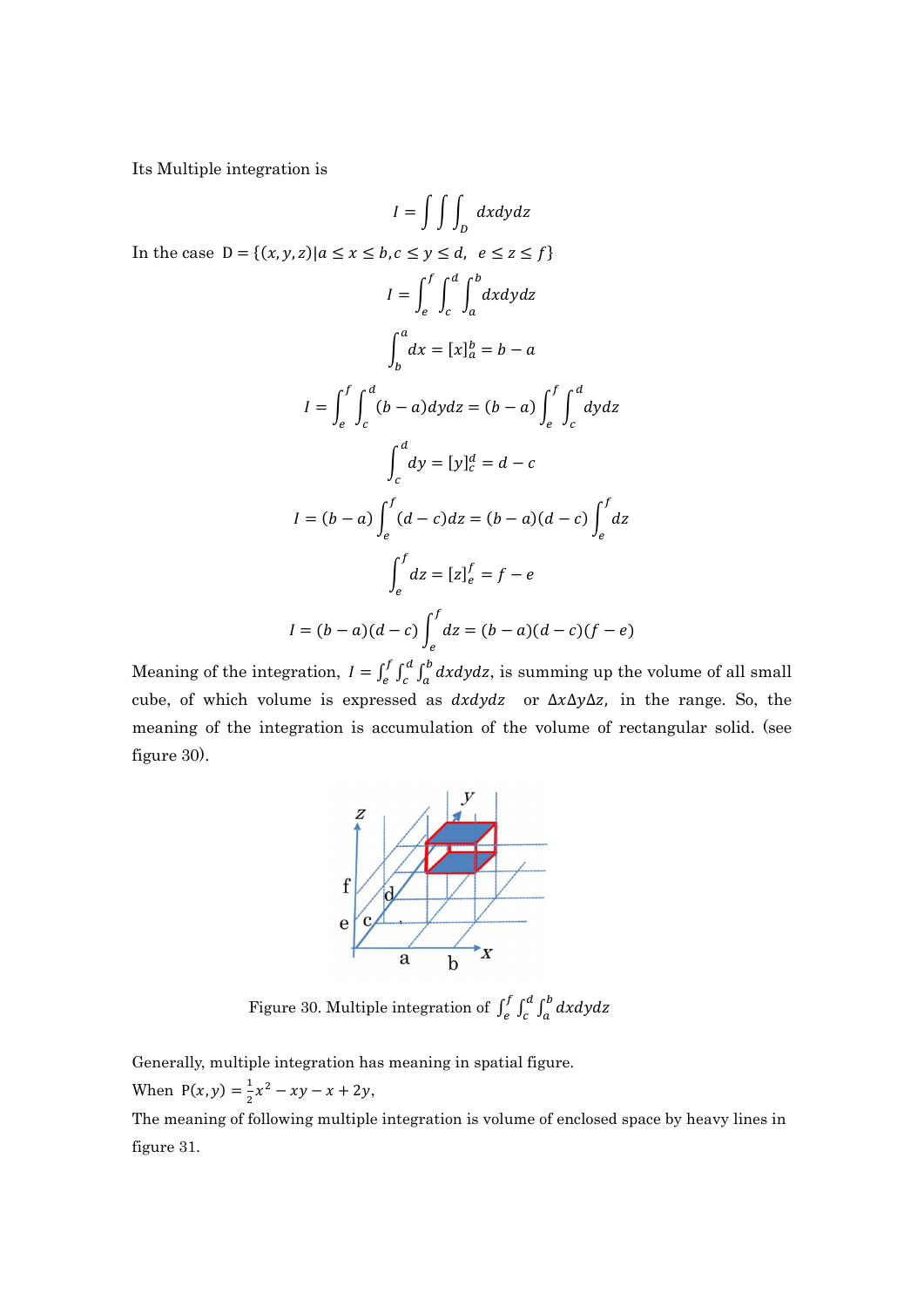Its Multiple integration is

$$I = \int\int\int_D dxdydz$$

In the case $D = \{(x, y, z)|a \leq x \leq b, c \leq y \leq d, \ e \leq z \leq f\}$

$$I = \int_e^f \int_c^d \int_a^b dxdydz$$

$$\int_b^a dx = [x]_a^b = b - a$$

$$I = \int_e^f \int_c^d (b-a)dydz = (b-a)\int_e^f \int_c^d dydz$$

$$\int_c^d dy = [y]_c^d = d - c$$

$$I = (b-a)\int_e^f (d-c)dz = (b-a)(d-c)\int_e^f dz$$

$$\int_e^f dz = [z]_e^f = f - e$$

$$I = (b-a)(d-c)\int_e^f dz = (b-a)(d-c)(f-e)$$

Meaning of the integration, $I = \int_e^f \int_c^d \int_a^b dxdydz$, is summing up the volume of all small cube, of which volume is expressed as $dxdydz$ or $\Delta x \Delta y \Delta z$, in the range. So, the meaning of the integration is accumulation of the volume of rectangular solid. (see figure 30).

Figure 30. Multiple integration of $\int_e^f \int_c^d \int_a^b dxdydz$

Generally, multiple integration has meaning in spatial figure.

When $P(x, y) = \frac{1}{2}x^2 - xy - x + 2y$,

The meaning of following multiple integration is volume of enclosed space by heavy lines in figure 31.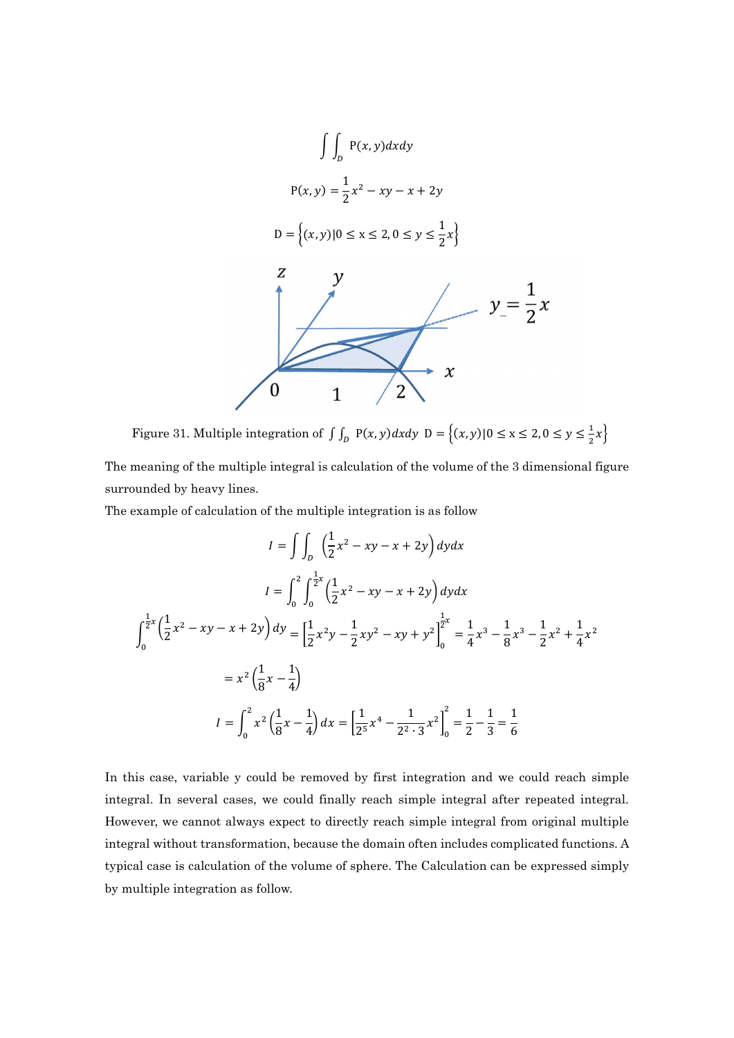$$\int\int_D \mathrm{P}(x,y)dxdy$$

$$\mathrm{P}(x,y) = \frac{1}{2}x^2 - xy - x + 2y$$

$$\mathrm{D} = \left\{(x,y)|0 \leq \mathrm{x} \leq 2, 0 \leq y \leq \frac{1}{2}x\right\}$$

Figure 31. Multiple integration of $\int\int_D \mathrm{P}(x,y)dxdy$ $\mathrm{D} = \left\{(x,y)|0 \leq \mathrm{x} \leq 2, 0 \leq y \leq \frac{1}{2}x\right\}$

The meaning of the multiple integral is calculation of the volume of the 3 dimensional figure surrounded by heavy lines.

The example of calculation of the multiple integration is as follow

$$I = \int\int_D \left(\frac{1}{2}x^2 - xy - x + 2y\right)dydx$$

$$I = \int_0^2 \int_0^{\frac{1}{2}x} \left(\frac{1}{2}x^2 - xy - x + 2y\right)dydx$$

$$\int_0^{\frac{1}{2}x} \left(\frac{1}{2}x^2 - xy - x + 2y\right)dy = \left[\frac{1}{2}x^2y - \frac{1}{2}xy^2 - xy + y^2\right]_0^{\frac{1}{2}x} = \frac{1}{4}x^3 - \frac{1}{8}x^3 - \frac{1}{2}x^2 + \frac{1}{4}x^2$$

$$= x^2\left(\frac{1}{8}x - \frac{1}{4}\right)$$

$$I = \int_0^2 x^2\left(\frac{1}{8}x - \frac{1}{4}\right)dx = \left[\frac{1}{2^5}x^4 - \frac{1}{2^2 \cdot 3}x^2\right]_0^2 = \frac{1}{2} - \frac{1}{3} = \frac{1}{6}$$

In this case, variable y could be removed by first integration and we could reach simple integral. In several cases, we could finally reach simple integral after repeated integral. However, we cannot always expect to directly reach simple integral from original multiple integral without transformation, because the domain often includes complicated functions. A typical case is calculation of the volume of sphere. The Calculation can be expressed simply by multiple integration as follow.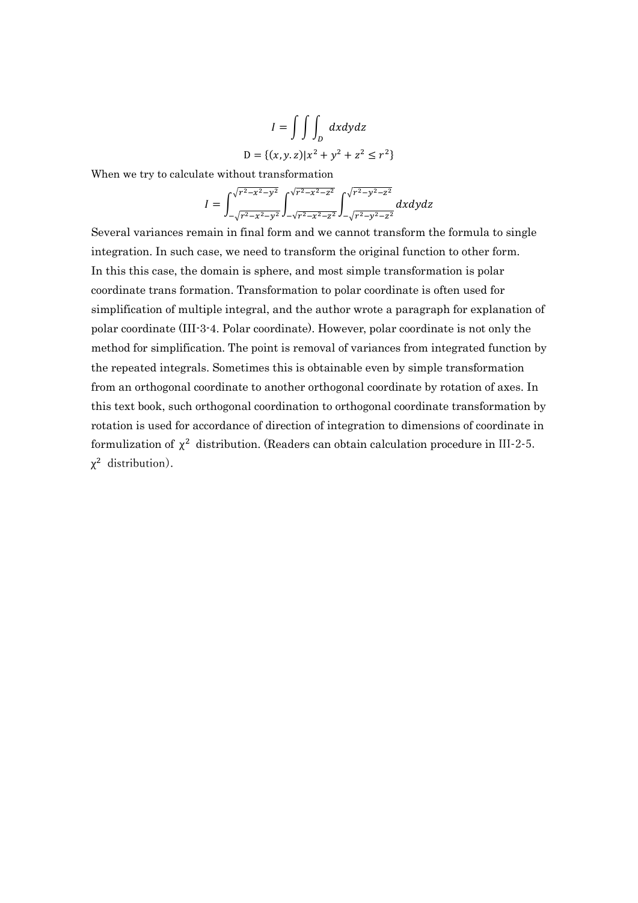$$I = \int\int\int_D dxdydz$$

$$\mathrm{D} = \{(x, y. z)|x^2 + y^2 + z^2 \leq r^2\}$$

When we try to calculate without transformation

$$I = \int_{-\sqrt{r^2-x^2-y^2}}^{\sqrt{r^2-x^2-y^2}} \int_{-\sqrt{r^2-x^2-z^2}}^{\sqrt{r^2-x^2-z^2}} \int_{-\sqrt{r^2-y^2-z^2}}^{\sqrt{r^2-y^2-z^2}} dxdydz$$

Several variances remain in final form and we cannot transform the formula to single integration. In such case, we need to transform the original function to other form. In this this case, the domain is sphere, and most simple transformation is polar coordinate trans formation. Transformation to polar coordinate is often used for simplification of multiple integral, and the author wrote a paragraph for explanation of polar coordinate (III-3-4. Polar coordinate). However, polar coordinate is not only the method for simplification. The point is removal of variances from integrated function by the repeated integrals. Sometimes this is obtainable even by simple transformation from an orthogonal coordinate to another orthogonal coordinate by rotation of axes. In this text book, such orthogonal coordination to orthogonal coordinate transformation by rotation is used for accordance of direction of integration to dimensions of coordinate in formulization of $\chi^2$ distribution. (Readers can obtain calculation procedure in III-2-5. $\chi^2$ distribution).